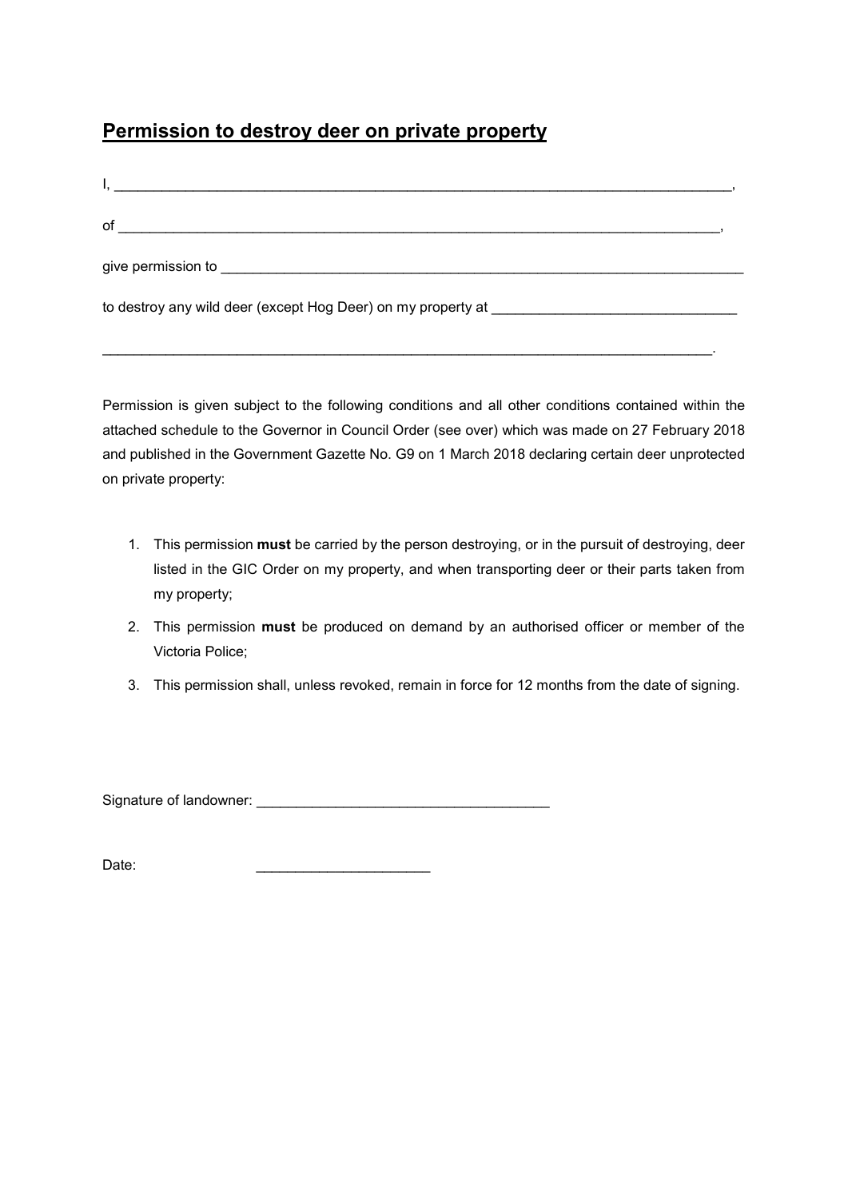## **Permission to destroy deer on private property**

I, \_\_\_\_\_\_\_\_\_\_\_\_\_\_\_\_\_\_\_\_\_\_\_\_\_\_\_\_\_\_\_\_\_\_\_\_\_\_\_\_\_\_\_\_\_\_\_\_\_\_\_\_\_\_\_\_\_\_\_\_\_\_\_\_\_\_\_\_\_\_\_\_\_\_\_\_,

of \_\_\_\_\_\_\_\_\_\_\_\_\_\_\_\_\_\_\_\_\_\_\_\_\_\_\_\_\_\_\_\_\_\_\_\_\_\_\_\_\_\_\_\_\_\_\_\_\_\_\_\_\_\_\_\_\_\_\_\_\_\_\_\_\_\_\_\_\_\_\_\_\_\_,

give permission to \_\_\_\_\_\_\_\_\_\_\_\_\_\_\_\_\_\_\_\_\_\_\_\_\_\_\_\_\_\_\_\_\_\_\_\_\_\_\_\_\_\_\_\_\_\_\_\_\_\_\_\_\_\_\_\_\_\_\_\_\_\_\_\_

to destroy any wild deer (except Hog Deer) on my property at \_\_\_\_\_\_\_\_\_\_\_\_\_\_\_\_\_\_\_\_\_\_\_\_\_\_\_\_\_\_\_

\_\_\_\_\_\_\_\_\_\_\_\_\_\_\_\_\_\_\_\_\_\_\_\_\_\_\_\_\_\_\_\_\_\_\_\_\_\_\_\_\_\_\_\_\_\_\_\_\_\_\_\_\_\_\_\_\_\_\_\_\_\_\_\_\_\_\_\_\_\_\_\_\_\_\_\_\_\_.

Permission is given subject to the following conditions and all other conditions contained within the attached schedule to the Governor in Council Order (see over) which was made on 27 February 2018 and published in the Government Gazette No. G9 on 1 March 2018 declaring certain deer unprotected on private property:

1. This permission **must** be carried by the person destroying, or in the pursuit of destroying, deer listed in the GIC Order on my property, and when transporting deer or their parts taken from my property;
2. This permission **must** be produced on demand by an authorised officer or member of the Victoria Police;
3. This permission shall, unless revoked, remain in force for 12 months from the date of signing.

Signature of landowner: \_\_\_\_\_\_\_\_\_\_\_\_\_\_\_\_\_\_\_\_\_\_\_\_\_\_\_\_\_\_\_\_\_\_\_\_\_\_

Date: \_\_\_\_\_\_\_\_\_\_\_\_\_\_\_\_\_\_\_\_\_\_\_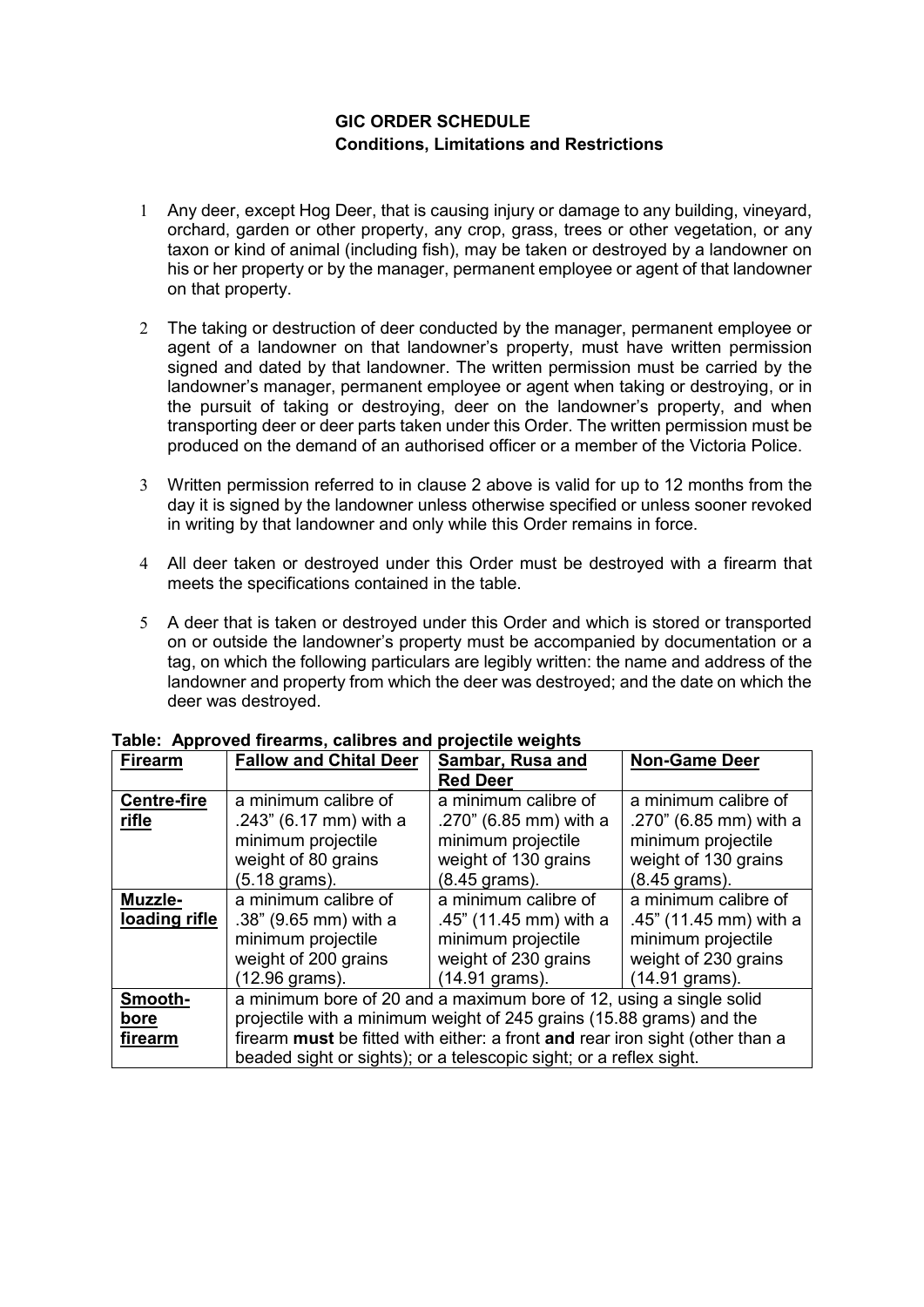**GIC ORDER SCHEDULE**
**Conditions, Limitations and Restrictions**

1. Any deer, except Hog Deer, that is causing injury or damage to any building, vineyard, orchard, garden or other property, any crop, grass, trees or other vegetation, or any taxon or kind of animal (including fish), may be taken or destroyed by a landowner on his or her property or by the manager, permanent employee or agent of that landowner on that property.

2. The taking or destruction of deer conducted by the manager, permanent employee or agent of a landowner on that landowner's property, must have written permission signed and dated by that landowner. The written permission must be carried by the landowner's manager, permanent employee or agent when taking or destroying, or in the pursuit of taking or destroying, deer on the landowner's property, and when transporting deer or deer parts taken under this Order. The written permission must be produced on the demand of an authorised officer or a member of the Victoria Police.

3. Written permission referred to in clause 2 above is valid for up to 12 months from the day it is signed by the landowner unless otherwise specified or unless sooner revoked in writing by that landowner and only while this Order remains in force.

4. All deer taken or destroyed under this Order must be destroyed with a firearm that meets the specifications contained in the table.

5. A deer that is taken or destroyed under this Order and which is stored or transported on or outside the landowner's property must be accompanied by documentation or a tag, on which the following particulars are legibly written: the name and address of the landowner and property from which the deer was destroyed; and the date on which the deer was destroyed.

**Table: Approved firearms, calibres and projectile weights**

| **Firearm** | **Fallow and Chital Deer** | **Sambar, Rusa and Red Deer** | **Non-Game Deer** |
|---|---|---|---|
| **Centre-fire rifle** | a minimum calibre of .243" (6.17 mm) with a minimum projectile weight of 80 grains (5.18 grams). | a minimum calibre of .270" (6.85 mm) with a minimum projectile weight of 130 grains (8.45 grams). | a minimum calibre of .270" (6.85 mm) with a minimum projectile weight of 130 grains (8.45 grams). |
| **Muzzle-loading rifle** | a minimum calibre of .38" (9.65 mm) with a minimum projectile weight of 200 grains (12.96 grams). | a minimum calibre of .45" (11.45 mm) with a minimum projectile weight of 230 grains (14.91 grams). | a minimum calibre of .45" (11.45 mm) with a minimum projectile weight of 230 grains (14.91 grams). |
| **Smooth-bore firearm** | a minimum bore of 20 and a maximum bore of 12, using a single solid projectile with a minimum weight of 245 grains (15.88 grams) and the firearm **must** be fitted with either: a front **and** rear iron sight (other than a beaded sight or sights); or a telescopic sight; or a reflex sight. | | |